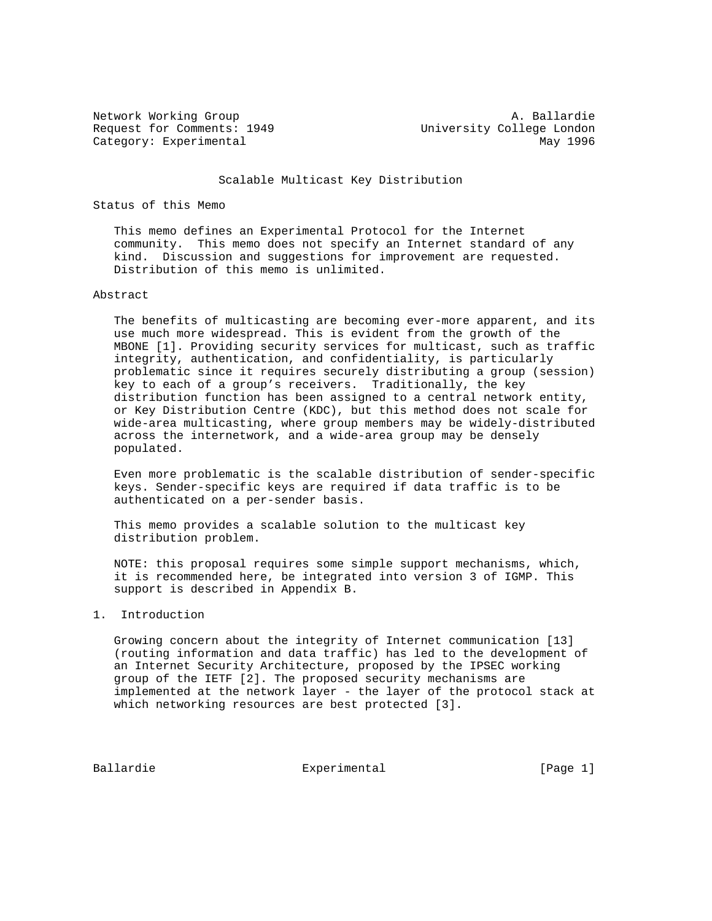Network Working Group A. Ballardie
Request for Comments: 1949 University College London
Category: Experimental May 1996

# Scalable Multicast Key Distribution

## Status of this Memo

This memo defines an Experimental Protocol for the Internet community. This memo does not specify an Internet standard of any kind. Discussion and suggestions for improvement are requested. Distribution of this memo is unlimited.

## Abstract

The benefits of multicasting are becoming ever-more apparent, and its use much more widespread. This is evident from the growth of the MBONE [1]. Providing security services for multicast, such as traffic integrity, authentication, and confidentiality, is particularly problematic since it requires securely distributing a group (session) key to each of a group's receivers. Traditionally, the key distribution function has been assigned to a central network entity, or Key Distribution Centre (KDC), but this method does not scale for wide-area multicasting, where group members may be widely-distributed across the internetwork, and a wide-area group may be densely populated.

Even more problematic is the scalable distribution of sender-specific keys. Sender-specific keys are required if data traffic is to be authenticated on a per-sender basis.

This memo provides a scalable solution to the multicast key distribution problem.

NOTE: this proposal requires some simple support mechanisms, which, it is recommended here, be integrated into version 3 of IGMP. This support is described in Appendix B.

## 1. Introduction

Growing concern about the integrity of Internet communication [13] (routing information and data traffic) has led to the development of an Internet Security Architecture, proposed by the IPSEC working group of the IETF [2]. The proposed security mechanisms are implemented at the network layer - the layer of the protocol stack at which networking resources are best protected [3].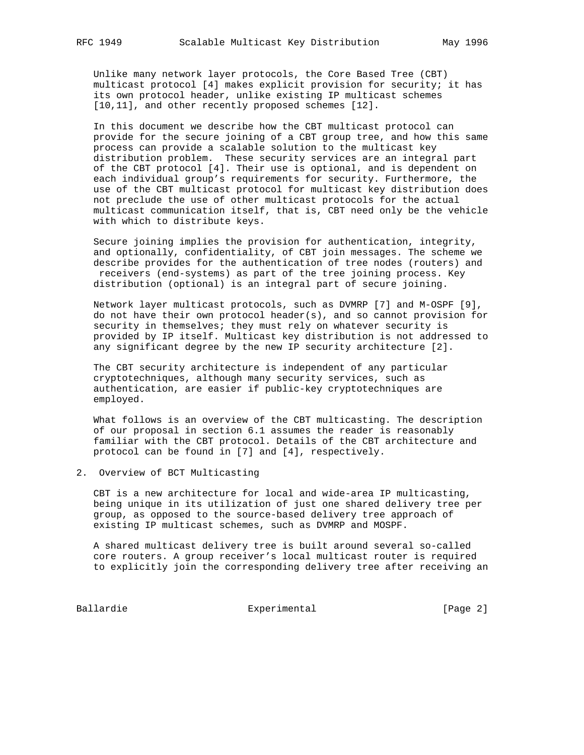Unlike many network layer protocols, the Core Based Tree (CBT) multicast protocol [4] makes explicit provision for security; it has its own protocol header, unlike existing IP multicast schemes [10,11], and other recently proposed schemes [12].

In this document we describe how the CBT multicast protocol can provide for the secure joining of a CBT group tree, and how this same process can provide a scalable solution to the multicast key distribution problem. These security services are an integral part of the CBT protocol [4]. Their use is optional, and is dependent on each individual group's requirements for security. Furthermore, the use of the CBT multicast protocol for multicast key distribution does not preclude the use of other multicast protocols for the actual multicast communication itself, that is, CBT need only be the vehicle with which to distribute keys.

Secure joining implies the provision for authentication, integrity, and optionally, confidentiality, of CBT join messages. The scheme we describe provides for the authentication of tree nodes (routers) and receivers (end-systems) as part of the tree joining process. Key distribution (optional) is an integral part of secure joining.

Network layer multicast protocols, such as DVMRP [7] and M-OSPF [9], do not have their own protocol header(s), and so cannot provision for security in themselves; they must rely on whatever security is provided by IP itself. Multicast key distribution is not addressed to any significant degree by the new IP security architecture [2].

The CBT security architecture is independent of any particular cryptotechniques, although many security services, such as authentication, are easier if public-key cryptotechniques are employed.

What follows is an overview of the CBT multicasting. The description of our proposal in section 6.1 assumes the reader is reasonably familiar with the CBT protocol. Details of the CBT architecture and protocol can be found in [7] and [4], respectively.

## 2. Overview of BCT Multicasting

CBT is a new architecture for local and wide-area IP multicasting, being unique in its utilization of just one shared delivery tree per group, as opposed to the source-based delivery tree approach of existing IP multicast schemes, such as DVMRP and MOSPF.

A shared multicast delivery tree is built around several so-called core routers. A group receiver's local multicast router is required to explicitly join the corresponding delivery tree after receiving an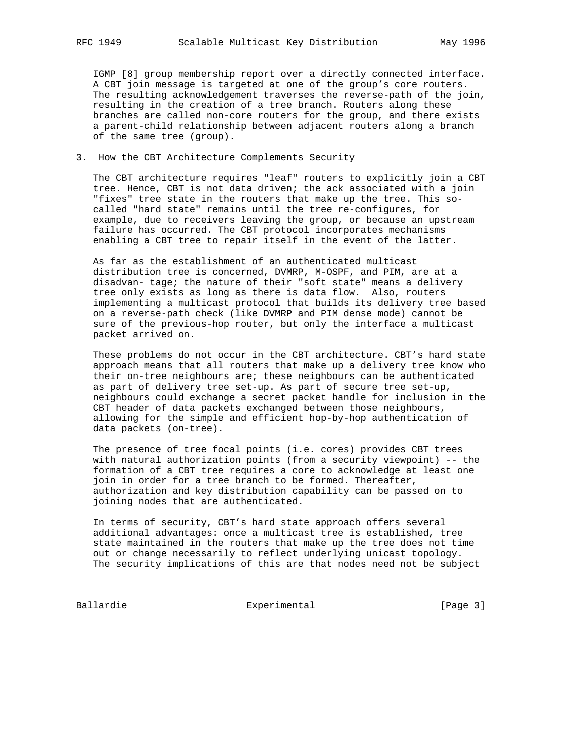IGMP [8] group membership report over a directly connected interface. A CBT join message is targeted at one of the group's core routers. The resulting acknowledgement traverses the reverse-path of the join, resulting in the creation of a tree branch. Routers along these branches are called non-core routers for the group, and there exists a parent-child relationship between adjacent routers along a branch of the same tree (group).

## 3. How the CBT Architecture Complements Security

The CBT architecture requires "leaf" routers to explicitly join a CBT tree. Hence, CBT is not data driven; the ack associated with a join "fixes" tree state in the routers that make up the tree. This so-called "hard state" remains until the tree re-configures, for example, due to receivers leaving the group, or because an upstream failure has occurred. The CBT protocol incorporates mechanisms enabling a CBT tree to repair itself in the event of the latter.

As far as the establishment of an authenticated multicast distribution tree is concerned, DVMRP, M-OSPF, and PIM, are at a disadvan- tage; the nature of their "soft state" means a delivery tree only exists as long as there is data flow. Also, routers implementing a multicast protocol that builds its delivery tree based on a reverse-path check (like DVMRP and PIM dense mode) cannot be sure of the previous-hop router, but only the interface a multicast packet arrived on.

These problems do not occur in the CBT architecture. CBT's hard state approach means that all routers that make up a delivery tree know who their on-tree neighbours are; these neighbours can be authenticated as part of delivery tree set-up. As part of secure tree set-up, neighbours could exchange a secret packet handle for inclusion in the CBT header of data packets exchanged between those neighbours, allowing for the simple and efficient hop-by-hop authentication of data packets (on-tree).

The presence of tree focal points (i.e. cores) provides CBT trees with natural authorization points (from a security viewpoint) -- the formation of a CBT tree requires a core to acknowledge at least one join in order for a tree branch to be formed. Thereafter, authorization and key distribution capability can be passed on to joining nodes that are authenticated.

In terms of security, CBT's hard state approach offers several additional advantages: once a multicast tree is established, tree state maintained in the routers that make up the tree does not time out or change necessarily to reflect underlying unicast topology. The security implications of this are that nodes need not be subject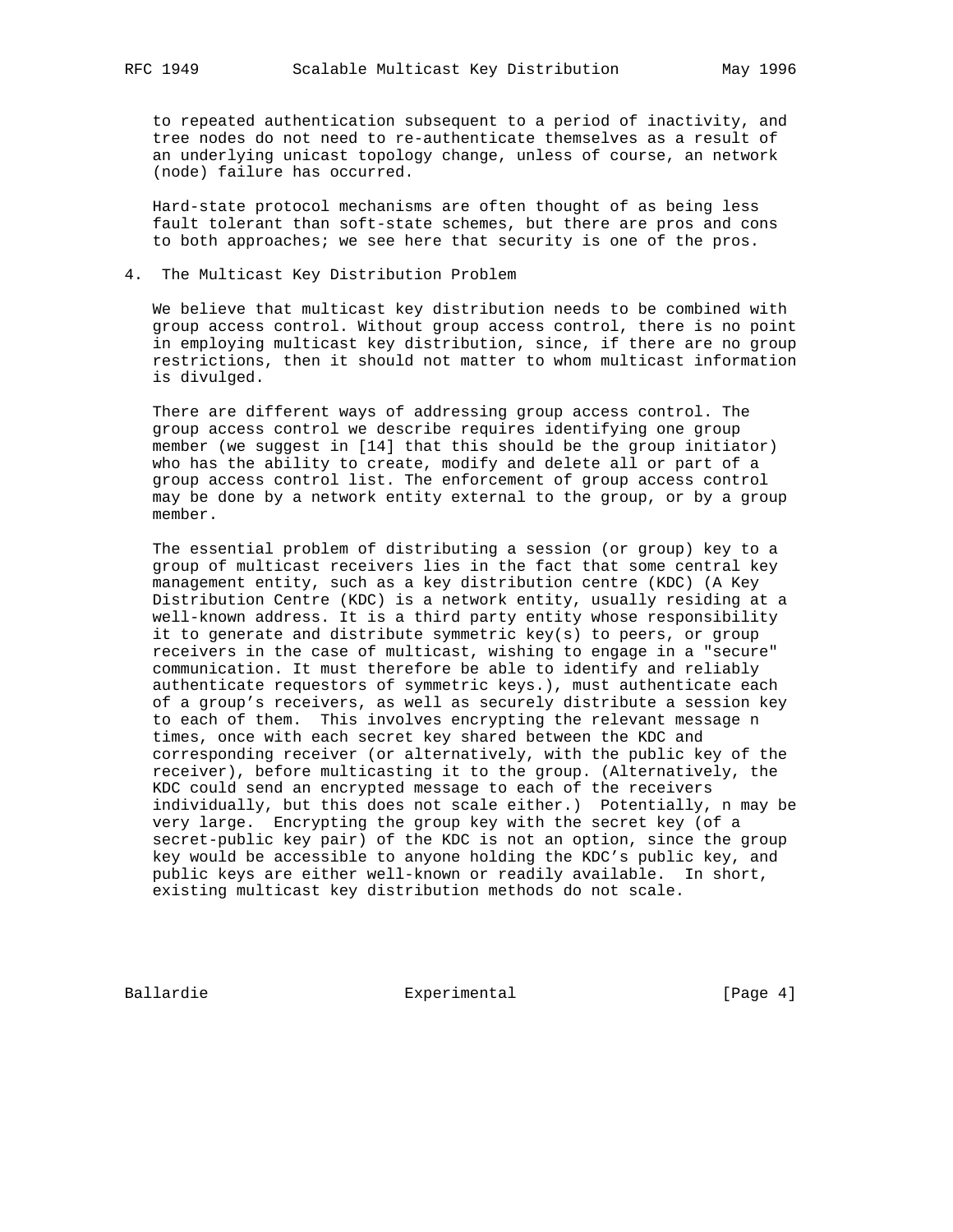to repeated authentication subsequent to a period of inactivity, and tree nodes do not need to re-authenticate themselves as a result of an underlying unicast topology change, unless of course, an network (node) failure has occurred.

Hard-state protocol mechanisms are often thought of as being less fault tolerant than soft-state schemes, but there are pros and cons to both approaches; we see here that security is one of the pros.

## 4. The Multicast Key Distribution Problem

We believe that multicast key distribution needs to be combined with group access control. Without group access control, there is no point in employing multicast key distribution, since, if there are no group restrictions, then it should not matter to whom multicast information is divulged.

There are different ways of addressing group access control. The group access control we describe requires identifying one group member (we suggest in [14] that this should be the group initiator) who has the ability to create, modify and delete all or part of a group access control list. The enforcement of group access control may be done by a network entity external to the group, or by a group member.

The essential problem of distributing a session (or group) key to a group of multicast receivers lies in the fact that some central key management entity, such as a key distribution centre (KDC) (A Key Distribution Centre (KDC) is a network entity, usually residing at a well-known address. It is a third party entity whose responsibility it to generate and distribute symmetric key(s) to peers, or group receivers in the case of multicast, wishing to engage in a "secure" communication. It must therefore be able to identify and reliably authenticate requestors of symmetric keys.), must authenticate each of a group's receivers, as well as securely distribute a session key to each of them. This involves encrypting the relevant message n times, once with each secret key shared between the KDC and corresponding receiver (or alternatively, with the public key of the receiver), before multicasting it to the group. (Alternatively, the KDC could send an encrypted message to each of the receivers individually, but this does not scale either.) Potentially, n may be very large. Encrypting the group key with the secret key (of a secret-public key pair) of the KDC is not an option, since the group key would be accessible to anyone holding the KDC's public key, and public keys are either well-known or readily available. In short, existing multicast key distribution methods do not scale.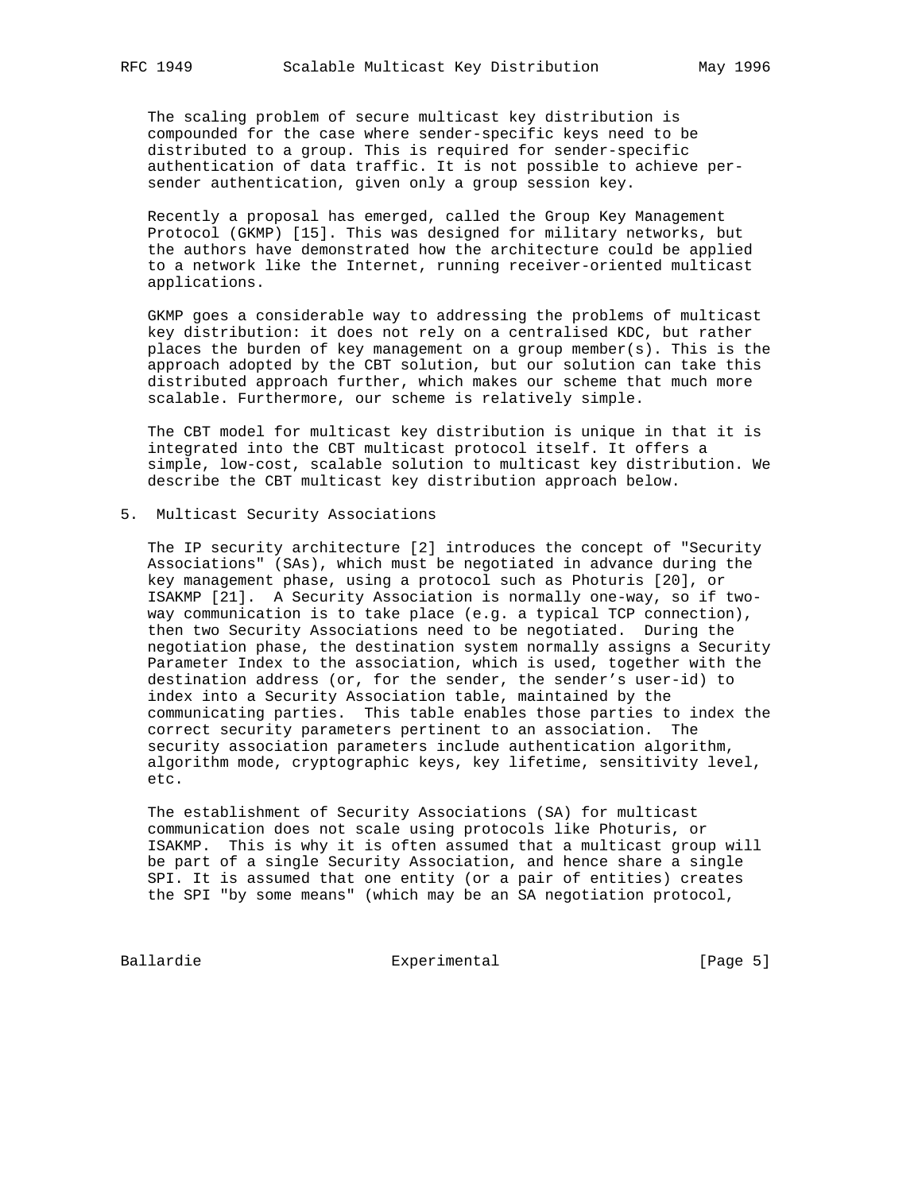The scaling problem of secure multicast key distribution is compounded for the case where sender-specific keys need to be distributed to a group. This is required for sender-specific authentication of data traffic. It is not possible to achieve per-sender authentication, given only a group session key.

Recently a proposal has emerged, called the Group Key Management Protocol (GKMP) [15]. This was designed for military networks, but the authors have demonstrated how the architecture could be applied to a network like the Internet, running receiver-oriented multicast applications.

GKMP goes a considerable way to addressing the problems of multicast key distribution: it does not rely on a centralised KDC, but rather places the burden of key management on a group member(s). This is the approach adopted by the CBT solution, but our solution can take this distributed approach further, which makes our scheme that much more scalable. Furthermore, our scheme is relatively simple.

The CBT model for multicast key distribution is unique in that it is integrated into the CBT multicast protocol itself. It offers a simple, low-cost, scalable solution to multicast key distribution. We describe the CBT multicast key distribution approach below.

## 5. Multicast Security Associations

The IP security architecture [2] introduces the concept of "Security Associations" (SAs), which must be negotiated in advance during the key management phase, using a protocol such as Photuris [20], or ISAKMP [21]. A Security Association is normally one-way, so if two-way communication is to take place (e.g. a typical TCP connection), then two Security Associations need to be negotiated. During the negotiation phase, the destination system normally assigns a Security Parameter Index to the association, which is used, together with the destination address (or, for the sender, the sender's user-id) to index into a Security Association table, maintained by the communicating parties. This table enables those parties to index the correct security parameters pertinent to an association. The security association parameters include authentication algorithm, algorithm mode, cryptographic keys, key lifetime, sensitivity level, etc.

The establishment of Security Associations (SA) for multicast communication does not scale using protocols like Photuris, or ISAKMP. This is why it is often assumed that a multicast group will be part of a single Security Association, and hence share a single SPI. It is assumed that one entity (or a pair of entities) creates the SPI "by some means" (which may be an SA negotiation protocol,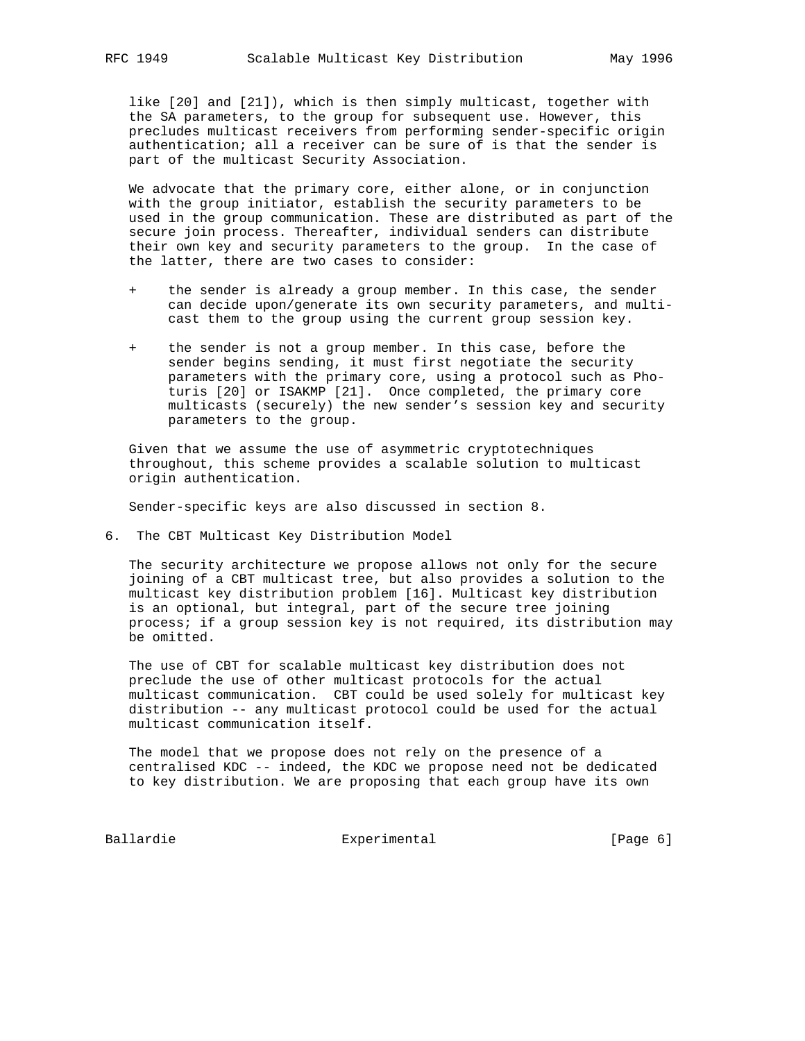like [20] and [21]), which is then simply multicast, together with the SA parameters, to the group for subsequent use. However, this precludes multicast receivers from performing sender-specific origin authentication; all a receiver can be sure of is that the sender is part of the multicast Security Association.

We advocate that the primary core, either alone, or in conjunction with the group initiator, establish the security parameters to be used in the group communication. These are distributed as part of the secure join process. Thereafter, individual senders can distribute their own key and security parameters to the group. In the case of the latter, there are two cases to consider:

+ the sender is already a group member. In this case, the sender can decide upon/generate its own security parameters, and multicast them to the group using the current group session key.

+ the sender is not a group member. In this case, before the sender begins sending, it must first negotiate the security parameters with the primary core, using a protocol such as Photuris [20] or ISAKMP [21]. Once completed, the primary core multicasts (securely) the new sender's session key and security parameters to the group.

Given that we assume the use of asymmetric cryptotechniques throughout, this scheme provides a scalable solution to multicast origin authentication.

Sender-specific keys are also discussed in section 8.

## 6. The CBT Multicast Key Distribution Model

The security architecture we propose allows not only for the secure joining of a CBT multicast tree, but also provides a solution to the multicast key distribution problem [16]. Multicast key distribution is an optional, but integral, part of the secure tree joining process; if a group session key is not required, its distribution may be omitted.

The use of CBT for scalable multicast key distribution does not preclude the use of other multicast protocols for the actual multicast communication. CBT could be used solely for multicast key distribution -- any multicast protocol could be used for the actual multicast communication itself.

The model that we propose does not rely on the presence of a centralised KDC -- indeed, the KDC we propose need not be dedicated to key distribution. We are proposing that each group have its own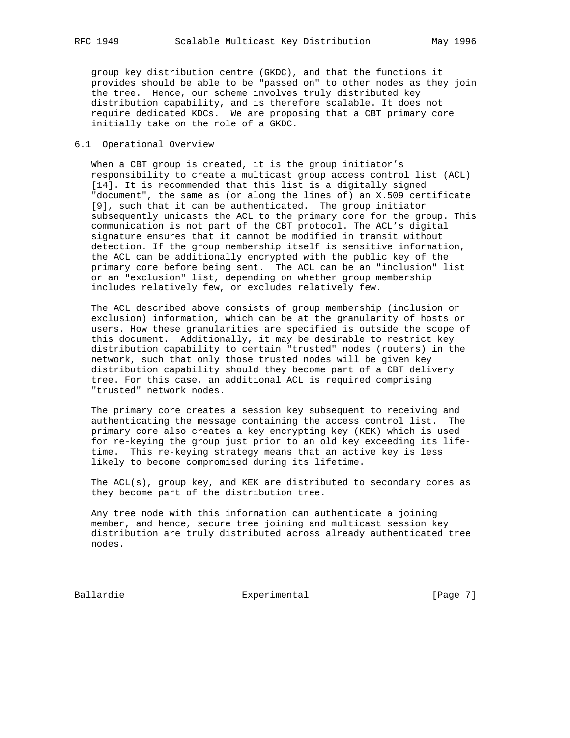group key distribution centre (GKDC), and that the functions it provides should be able to be "passed on" to other nodes as they join the tree. Hence, our scheme involves truly distributed key distribution capability, and is therefore scalable. It does not require dedicated KDCs. We are proposing that a CBT primary core initially take on the role of a GKDC.

## 6.1 Operational Overview

When a CBT group is created, it is the group initiator's responsibility to create a multicast group access control list (ACL) [14]. It is recommended that this list is a digitally signed "document", the same as (or along the lines of) an X.509 certificate [9], such that it can be authenticated. The group initiator subsequently unicasts the ACL to the primary core for the group. This communication is not part of the CBT protocol. The ACL's digital signature ensures that it cannot be modified in transit without detection. If the group membership itself is sensitive information, the ACL can be additionally encrypted with the public key of the primary core before being sent. The ACL can be an "inclusion" list or an "exclusion" list, depending on whether group membership includes relatively few, or excludes relatively few.

The ACL described above consists of group membership (inclusion or exclusion) information, which can be at the granularity of hosts or users. How these granularities are specified is outside the scope of this document. Additionally, it may be desirable to restrict key distribution capability to certain "trusted" nodes (routers) in the network, such that only those trusted nodes will be given key distribution capability should they become part of a CBT delivery tree. For this case, an additional ACL is required comprising "trusted" network nodes.

The primary core creates a session key subsequent to receiving and authenticating the message containing the access control list. The primary core also creates a key encrypting key (KEK) which is used for re-keying the group just prior to an old key exceeding its life-time. This re-keying strategy means that an active key is less likely to become compromised during its lifetime.

The ACL(s), group key, and KEK are distributed to secondary cores as they become part of the distribution tree.

Any tree node with this information can authenticate a joining member, and hence, secure tree joining and multicast session key distribution are truly distributed across already authenticated tree nodes.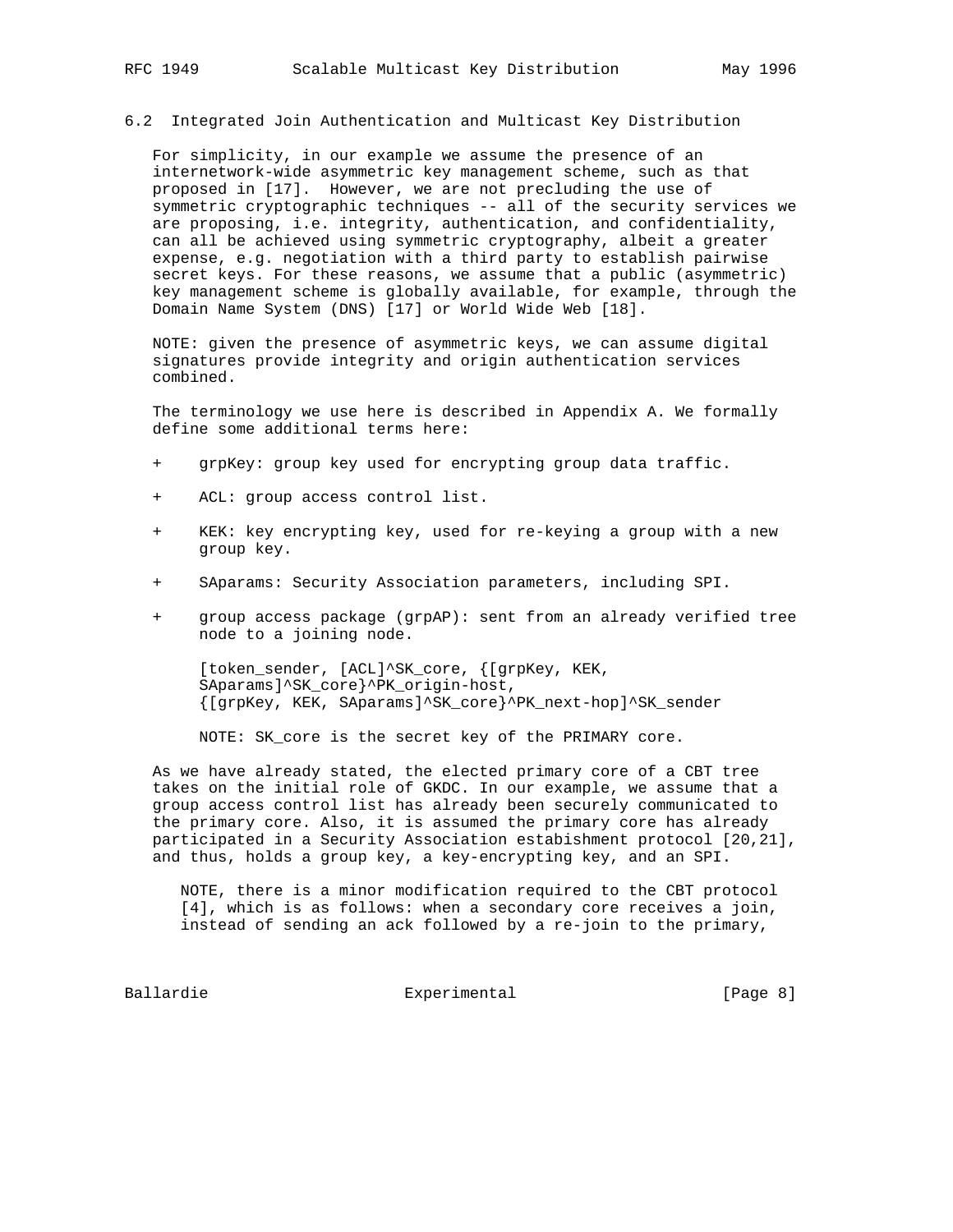## 6.2 Integrated Join Authentication and Multicast Key Distribution

For simplicity, in our example we assume the presence of an internetwork-wide asymmetric key management scheme, such as that proposed in [17]. However, we are not precluding the use of symmetric cryptographic techniques -- all of the security services we are proposing, i.e. integrity, authentication, and confidentiality, can all be achieved using symmetric cryptography, albeit a greater expense, e.g. negotiation with a third party to establish pairwise secret keys. For these reasons, we assume that a public (asymmetric) key management scheme is globally available, for example, through the Domain Name System (DNS) [17] or World Wide Web [18].

NOTE: given the presence of asymmetric keys, we can assume digital signatures provide integrity and origin authentication services combined.

The terminology we use here is described in Appendix A. We formally define some additional terms here:

+ grpKey: group key used for encrypting group data traffic.

+ ACL: group access control list.

+ KEK: key encrypting key, used for re-keying a group with a new group key.

+ SAparams: Security Association parameters, including SPI.

+ group access package (grpAP): sent from an already verified tree node to a joining node.

  [token_sender, [ACL]^SK_core, {[grpKey, KEK, SAparams]^SK_core}^PK_origin-host, {[grpKey, KEK, SAparams]^SK_core}^PK_next-hop]^SK_sender

  NOTE: SK_core is the secret key of the PRIMARY core.

As we have already stated, the elected primary core of a CBT tree takes on the initial role of GKDC. In our example, we assume that a group access control list has already been securely communicated to the primary core. Also, it is assumed the primary core has already participated in a Security Association estabishment protocol [20,21], and thus, holds a group key, a key-encrypting key, and an SPI.

NOTE, there is a minor modification required to the CBT protocol [4], which is as follows: when a secondary core receives a join, instead of sending an ack followed by a re-join to the primary,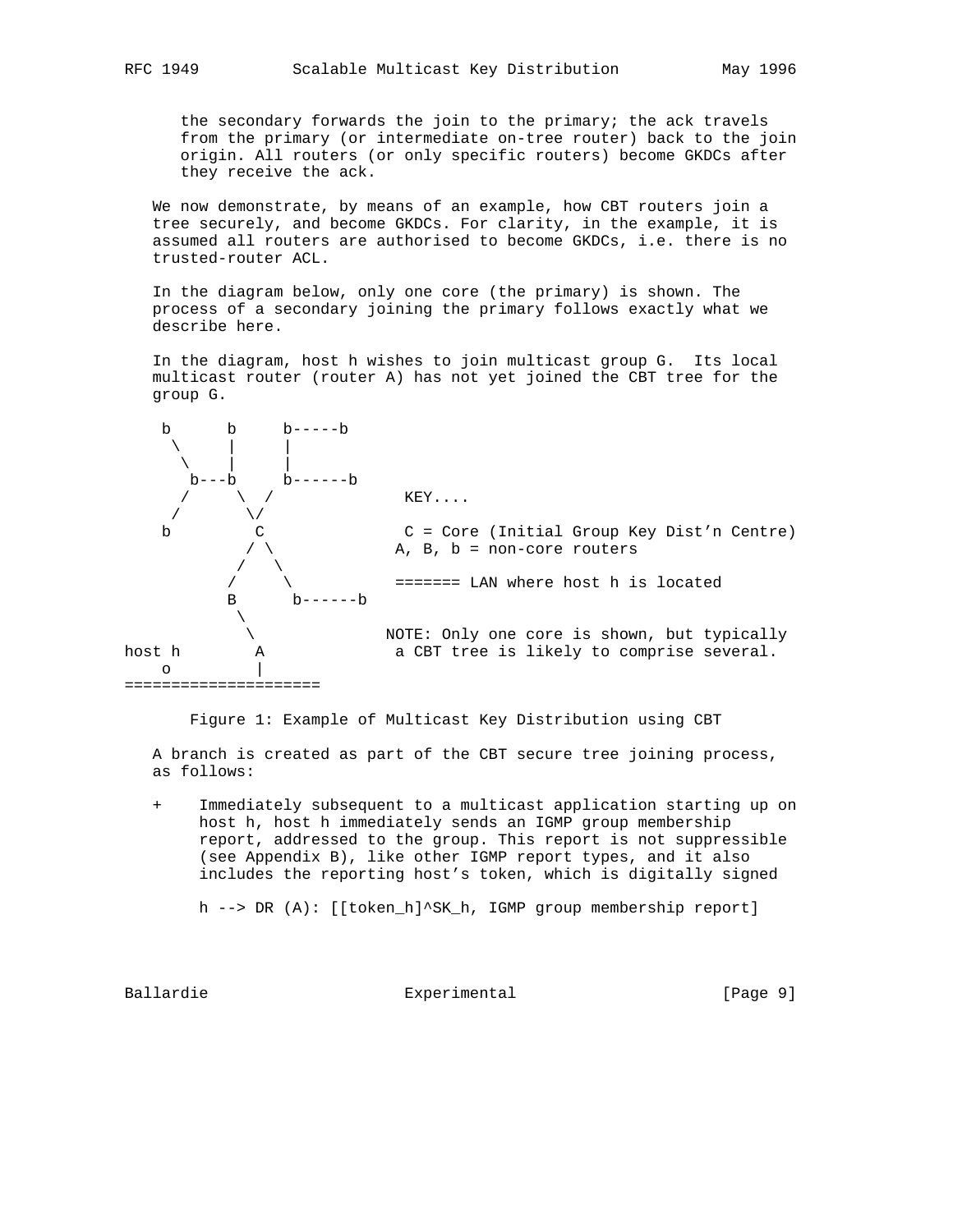the secondary forwards the join to the primary; the ack travels from the primary (or intermediate on-tree router) back to the join origin. All routers (or only specific routers) become GKDCs after they receive the ack.

We now demonstrate, by means of an example, how CBT routers join a tree securely, and become GKDCs. For clarity, in the example, it is assumed all routers are authorised to become GKDCs, i.e. there is no trusted-router ACL.

In the diagram below, only one core (the primary) is shown. The process of a secondary joining the primary follows exactly what we describe here.

In the diagram, host h wishes to join multicast group G. Its local multicast router (router A) has not yet joined the CBT tree for the group G.

```
    b      b     b-----b
     \     |     |
      \    |     |
       b---b     b------b
      /     \  /              KEY....
     /       \/
    b         C               C = Core (Initial Group Key Dist'n Centre)
             / \             A, B, b = non-core routers
            /   \
           /     \           ======= LAN where host h is located
          B      b------b
           \
            \               NOTE: Only one core is shown, but typically
host h       A               a CBT tree is likely to comprise several.
    o        |
=====================
```

Figure 1: Example of Multicast Key Distribution using CBT

A branch is created as part of the CBT secure tree joining process, as follows:

+ Immediately subsequent to a multicast application starting up on host h, host h immediately sends an IGMP group membership report, addressed to the group. This report is not suppressible (see Appendix B), like other IGMP report types, and it also includes the reporting host's token, which is digitally signed

  h --> DR (A): [[token_h]^SK_h, IGMP group membership report]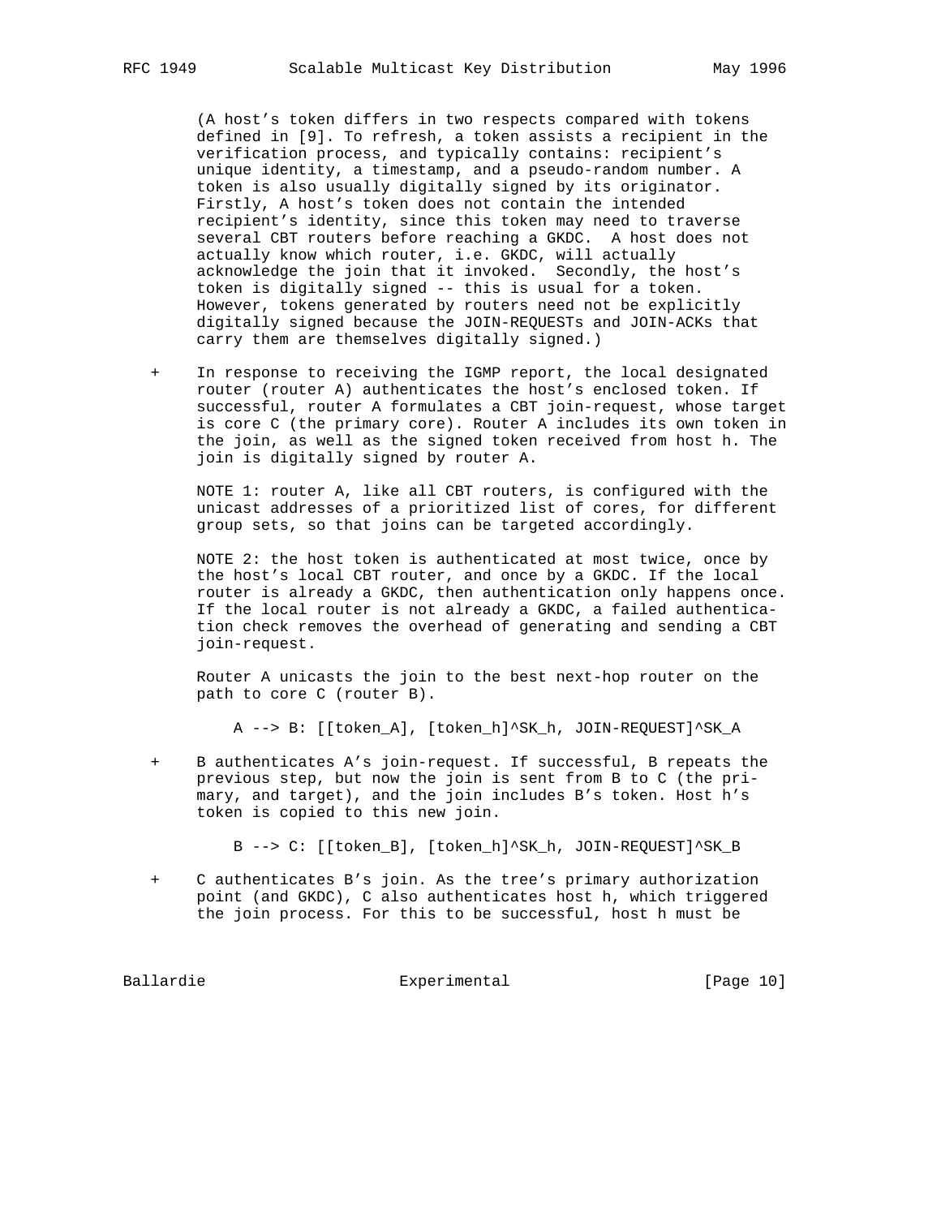(A host's token differs in two respects compared with tokens defined in [9]. To refresh, a token assists a recipient in the verification process, and typically contains: recipient's unique identity, a timestamp, and a pseudo-random number. A token is also usually digitally signed by its originator. Firstly, A host's token does not contain the intended recipient's identity, since this token may need to traverse several CBT routers before reaching a GKDC. A host does not actually know which router, i.e. GKDC, will actually acknowledge the join that it invoked. Secondly, the host's token is digitally signed -- this is usual for a token. However, tokens generated by routers need not be explicitly digitally signed because the JOIN-REQUESTs and JOIN-ACKs that carry them are themselves digitally signed.)

+ In response to receiving the IGMP report, the local designated router (router A) authenticates the host's enclosed token. If successful, router A formulates a CBT join-request, whose target is core C (the primary core). Router A includes its own token in the join, as well as the signed token received from host h. The join is digitally signed by router A.

  NOTE 1: router A, like all CBT routers, is configured with the unicast addresses of a prioritized list of cores, for different group sets, so that joins can be targeted accordingly.

  NOTE 2: the host token is authenticated at most twice, once by the host's local CBT router, and once by a GKDC. If the local router is already a GKDC, then authentication only happens once. If the local router is not already a GKDC, a failed authentication check removes the overhead of generating and sending a CBT join-request.

  Router A unicasts the join to the best next-hop router on the path to core C (router B).

  ```
  A --> B: [[token_A], [token_h]^SK_h, JOIN-REQUEST]^SK_A
  ```

+ B authenticates A's join-request. If successful, B repeats the previous step, but now the join is sent from B to C (the primary, and target), and the join includes B's token. Host h's token is copied to this new join.

  ```
  B --> C: [[token_B], [token_h]^SK_h, JOIN-REQUEST]^SK_B
  ```

+ C authenticates B's join. As the tree's primary authorization point (and GKDC), C also authenticates host h, which triggered the join process. For this to be successful, host h must be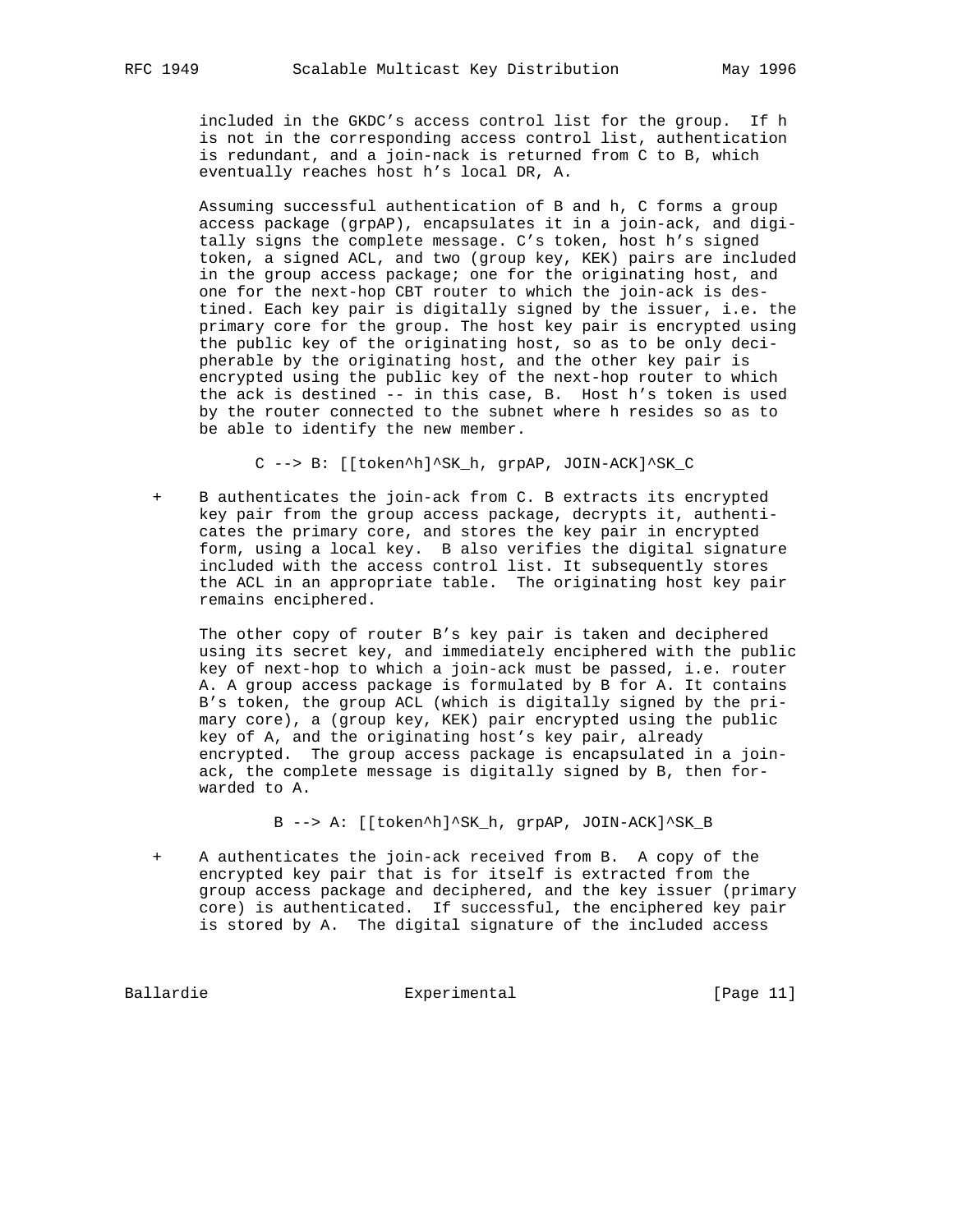included in the GKDC's access control list for the group. If h is not in the corresponding access control list, authentication is redundant, and a join-nack is returned from C to B, which eventually reaches host h's local DR, A.

Assuming successful authentication of B and h, C forms a group access package (grpAP), encapsulates it in a join-ack, and digitally signs the complete message. C's token, host h's signed token, a signed ACL, and two (group key, KEK) pairs are included in the group access package; one for the originating host, and one for the next-hop CBT router to which the join-ack is destined. Each key pair is digitally signed by the issuer, i.e. the primary core for the group. The host key pair is encrypted using the public key of the originating host, so as to be only decipherable by the originating host, and the other key pair is encrypted using the public key of the next-hop router to which the ack is destined -- in this case, B. Host h's token is used by the router connected to the subnet where h resides so as to be able to identify the new member.

```
C --> B: [[token^h]^SK_h, grpAP, JOIN-ACK]^SK_C
```

+ B authenticates the join-ack from C. B extracts its encrypted key pair from the group access package, decrypts it, authenticates the primary core, and stores the key pair in encrypted form, using a local key. B also verifies the digital signature included with the access control list. It subsequently stores the ACL in an appropriate table. The originating host key pair remains enciphered.

  The other copy of router B's key pair is taken and deciphered using its secret key, and immediately enciphered with the public key of next-hop to which a join-ack must be passed, i.e. router A. A group access package is formulated by B for A. It contains B's token, the group ACL (which is digitally signed by the primary core), a (group key, KEK) pair encrypted using the public key of A, and the originating host's key pair, already encrypted. The group access package is encapsulated in a join-ack, the complete message is digitally signed by B, then forwarded to A.

```
B --> A: [[token^h]^SK_h, grpAP, JOIN-ACK]^SK_B
```

+ A authenticates the join-ack received from B. A copy of the encrypted key pair that is for itself is extracted from the group access package and deciphered, and the key issuer (primary core) is authenticated. If successful, the enciphered key pair is stored by A. The digital signature of the included access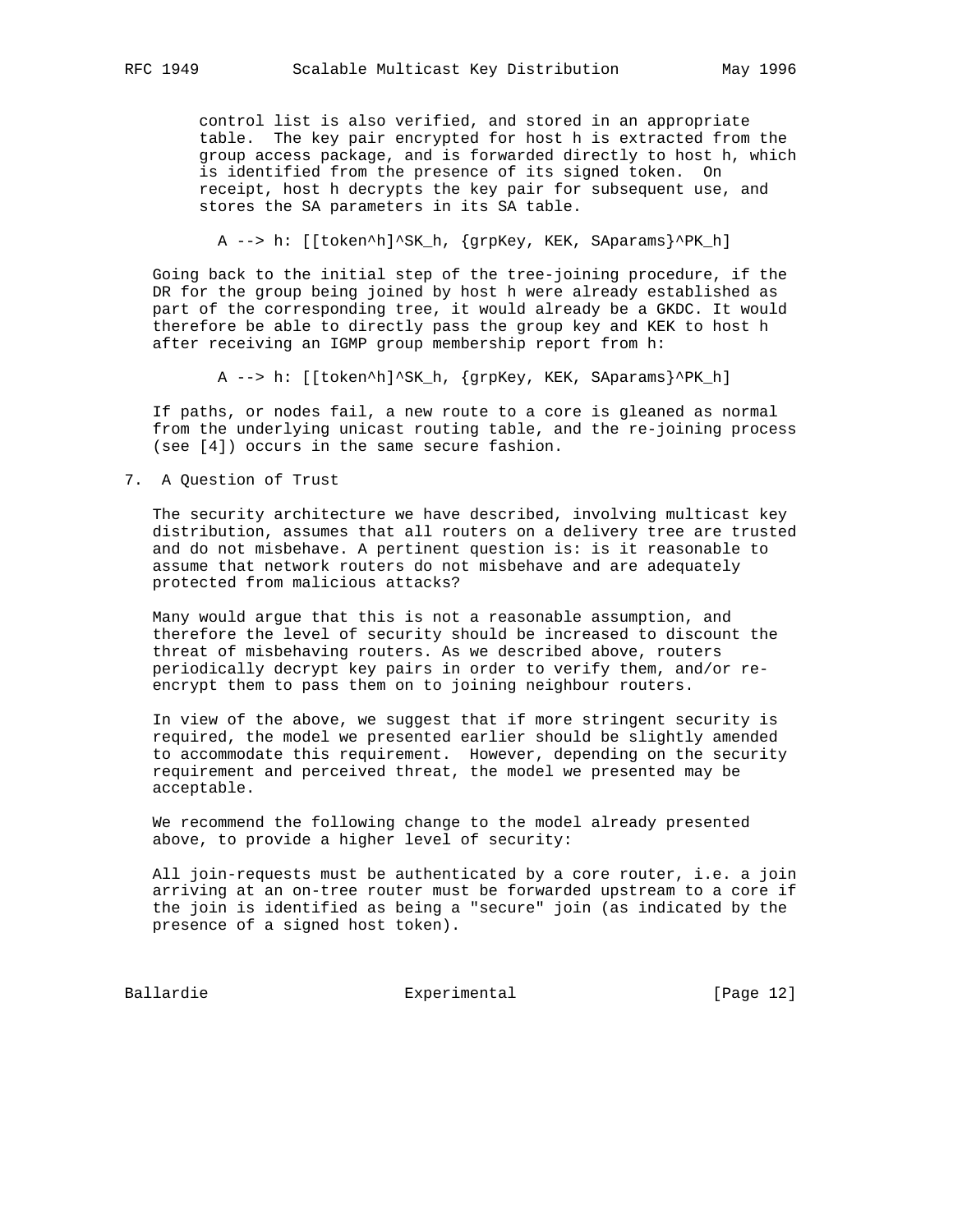control list is also verified, and stored in an appropriate table. The key pair encrypted for host h is extracted from the group access package, and is forwarded directly to host h, which is identified from the presence of its signed token. On receipt, host h decrypts the key pair for subsequent use, and stores the SA parameters in its SA table.

```
A --> h: [[token^h]^SK_h, {grpKey, KEK, SAparams}^PK_h]
```

Going back to the initial step of the tree-joining procedure, if the DR for the group being joined by host h were already established as part of the corresponding tree, it would already be a GKDC. It would therefore be able to directly pass the group key and KEK to host h after receiving an IGMP group membership report from h:

```
A --> h: [[token^h]^SK_h, {grpKey, KEK, SAparams}^PK_h]
```

If paths, or nodes fail, a new route to a core is gleaned as normal from the underlying unicast routing table, and the re-joining process (see [4]) occurs in the same secure fashion.

## 7. A Question of Trust

The security architecture we have described, involving multicast key distribution, assumes that all routers on a delivery tree are trusted and do not misbehave. A pertinent question is: is it reasonable to assume that network routers do not misbehave and are adequately protected from malicious attacks?

Many would argue that this is not a reasonable assumption, and therefore the level of security should be increased to discount the threat of misbehaving routers. As we described above, routers periodically decrypt key pairs in order to verify them, and/or re-encrypt them to pass them on to joining neighbour routers.

In view of the above, we suggest that if more stringent security is required, the model we presented earlier should be slightly amended to accommodate this requirement. However, depending on the security requirement and perceived threat, the model we presented may be acceptable.

We recommend the following change to the model already presented above, to provide a higher level of security:

All join-requests must be authenticated by a core router, i.e. a join arriving at an on-tree router must be forwarded upstream to a core if the join is identified as being a "secure" join (as indicated by the presence of a signed host token).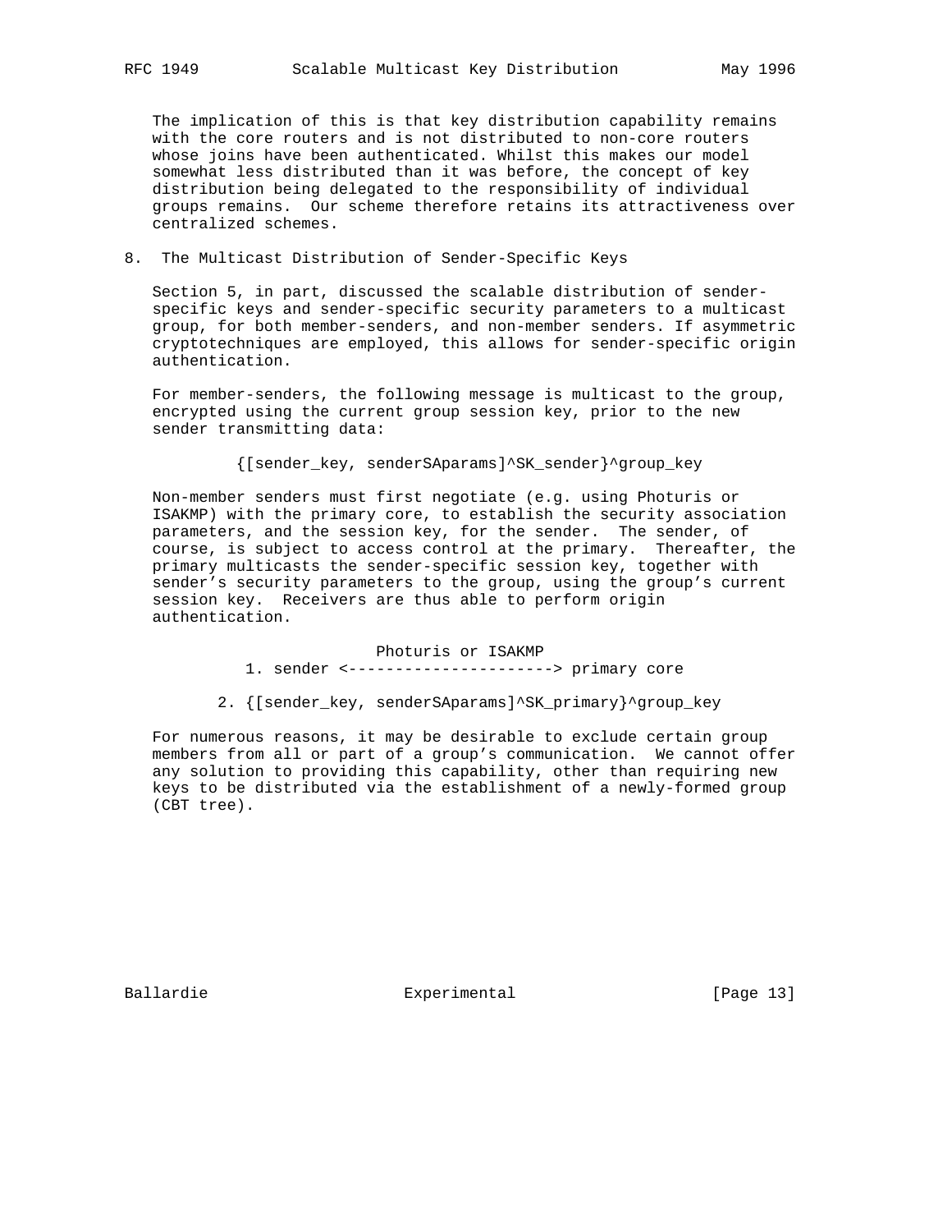The implication of this is that key distribution capability remains with the core routers and is not distributed to non-core routers whose joins have been authenticated. Whilst this makes our model somewhat less distributed than it was before, the concept of key distribution being delegated to the responsibility of individual groups remains. Our scheme therefore retains its attractiveness over centralized schemes.

## 8. The Multicast Distribution of Sender-Specific Keys

Section 5, in part, discussed the scalable distribution of sender-specific keys and sender-specific security parameters to a multicast group, for both member-senders, and non-member senders. If asymmetric cryptotechniques are employed, this allows for sender-specific origin authentication.

For member-senders, the following message is multicast to the group, encrypted using the current group session key, prior to the new sender transmitting data:

```
{[sender_key, senderSAparams]^SK_sender}^group_key
```

Non-member senders must first negotiate (e.g. using Photuris or ISAKMP) with the primary core, to establish the security association parameters, and the session key, for the sender. The sender, of course, is subject to access control at the primary. Thereafter, the primary multicasts the sender-specific session key, together with sender's security parameters to the group, using the group's current session key. Receivers are thus able to perform origin authentication.

```
                  Photuris or ISAKMP
1. sender <----------------------> primary core

2. {[sender_key, senderSAparams]^SK_primary}^group_key
```

For numerous reasons, it may be desirable to exclude certain group members from all or part of a group's communication. We cannot offer any solution to providing this capability, other than requiring new keys to be distributed via the establishment of a newly-formed group (CBT tree).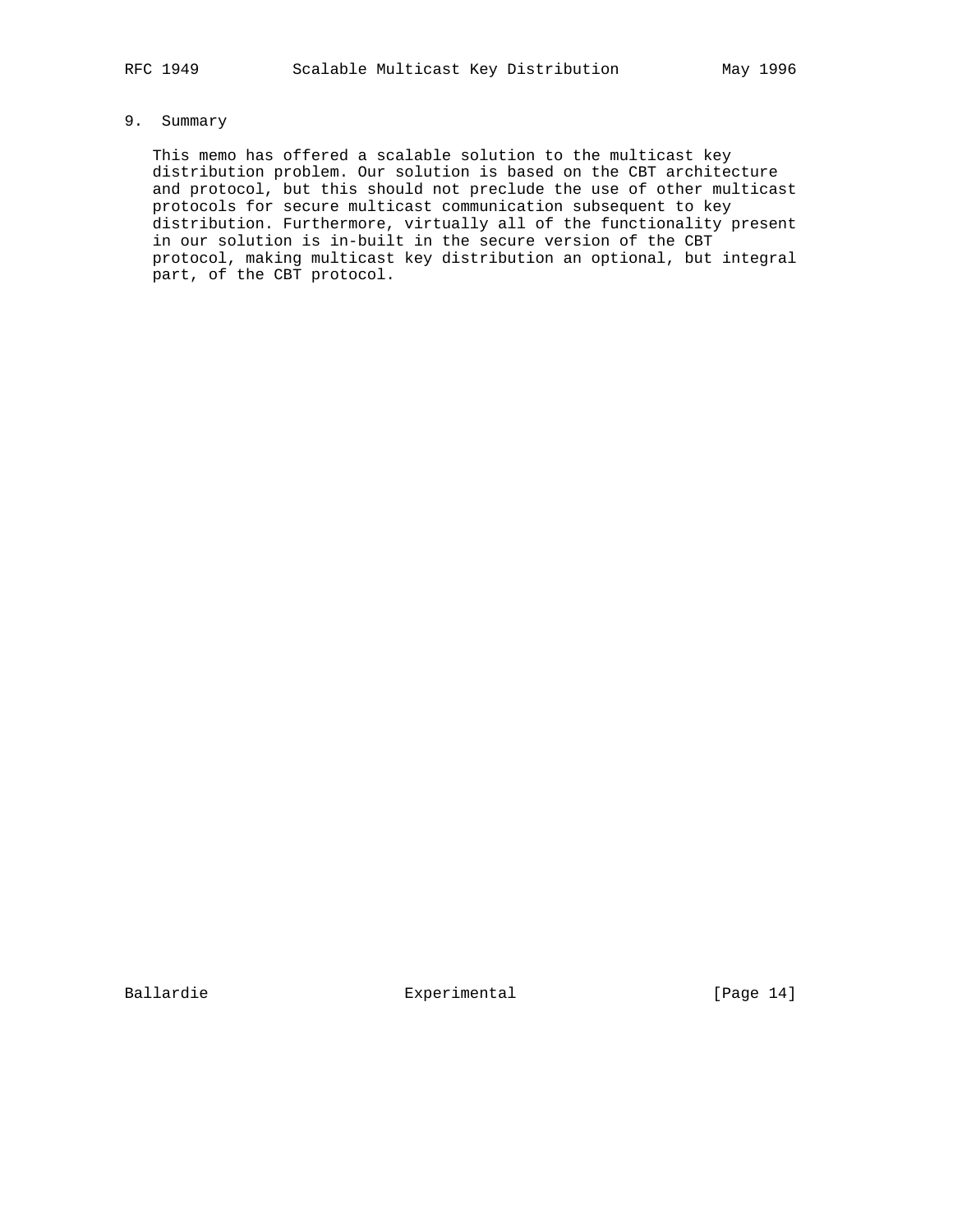## 9. Summary

This memo has offered a scalable solution to the multicast key distribution problem. Our solution is based on the CBT architecture and protocol, but this should not preclude the use of other multicast protocols for secure multicast communication subsequent to key distribution. Furthermore, virtually all of the functionality present in our solution is in-built in the secure version of the CBT protocol, making multicast key distribution an optional, but integral part, of the CBT protocol.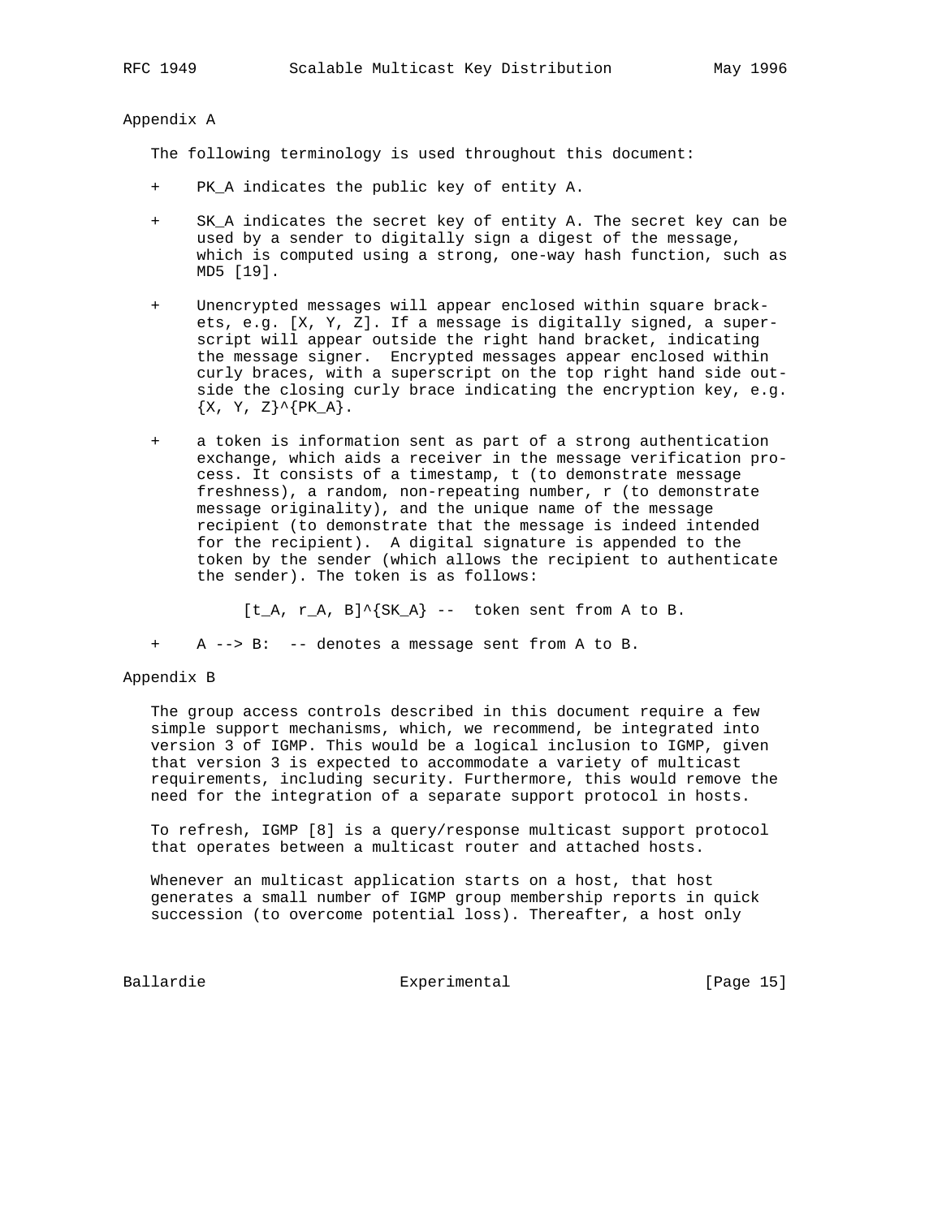## Appendix A

The following terminology is used throughout this document:

- $PK_A$ indicates the public key of entity A.

- $SK_A$ indicates the secret key of entity A. The secret key can be used by a sender to digitally sign a digest of the message, which is computed using a strong, one-way hash function, such as MD5 [19].

- Unencrypted messages will appear enclosed within square brackets, e.g. [X, Y, Z]. If a message is digitally signed, a superscript will appear outside the right hand bracket, indicating the message signer. Encrypted messages appear enclosed within curly braces, with a superscript on the top right hand side outside the closing curly brace indicating the encryption key, e.g. $\{X, Y, Z\}^{PK_A}$.

- a token is information sent as part of a strong authentication exchange, which aids a receiver in the message verification process. It consists of a timestamp, t (to demonstrate message freshness), a random, non-repeating number, r (to demonstrate message originality), and the unique name of the message recipient (to demonstrate that the message is indeed intended for the recipient). A digital signature is appended to the token by the sender (which allows the recipient to authenticate the sender). The token is as follows:

  $[t_A, r_A, B]^{SK_A}$ -- token sent from A to B.

- A --> B: -- denotes a message sent from A to B.

## Appendix B

The group access controls described in this document require a few simple support mechanisms, which, we recommend, be integrated into version 3 of IGMP. This would be a logical inclusion to IGMP, given that version 3 is expected to accommodate a variety of multicast requirements, including security. Furthermore, this would remove the need for the integration of a separate support protocol in hosts.

To refresh, IGMP [8] is a query/response multicast support protocol that operates between a multicast router and attached hosts.

Whenever an multicast application starts on a host, that host generates a small number of IGMP group membership reports in quick succession (to overcome potential loss). Thereafter, a host only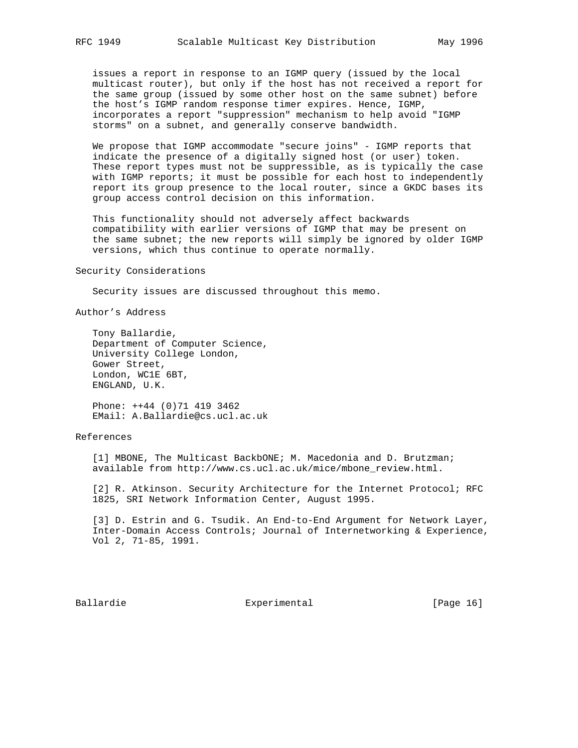issues a report in response to an IGMP query (issued by the local multicast router), but only if the host has not received a report for the same group (issued by some other host on the same subnet) before the host's IGMP random response timer expires. Hence, IGMP, incorporates a report "suppression" mechanism to help avoid "IGMP storms" on a subnet, and generally conserve bandwidth.

We propose that IGMP accommodate "secure joins" - IGMP reports that indicate the presence of a digitally signed host (or user) token. These report types must not be suppressible, as is typically the case with IGMP reports; it must be possible for each host to independently report its group presence to the local router, since a GKDC bases its group access control decision on this information.

This functionality should not adversely affect backwards compatibility with earlier versions of IGMP that may be present on the same subnet; the new reports will simply be ignored by older IGMP versions, which thus continue to operate normally.

## Security Considerations

Security issues are discussed throughout this memo.

## Author's Address

Tony Ballardie,
Department of Computer Science,
University College London,
Gower Street,
London, WC1E 6BT,
ENGLAND, U.K.

Phone: ++44 (0)71 419 3462
EMail: A.Ballardie@cs.ucl.ac.uk

## References

[1] MBONE, The Multicast BackbONE; M. Macedonia and D. Brutzman; available from http://www.cs.ucl.ac.uk/mice/mbone_review.html.

[2] R. Atkinson. Security Architecture for the Internet Protocol; RFC 1825, SRI Network Information Center, August 1995.

[3] D. Estrin and G. Tsudik. An End-to-End Argument for Network Layer, Inter-Domain Access Controls; Journal of Internetworking & Experience, Vol 2, 71-85, 1991.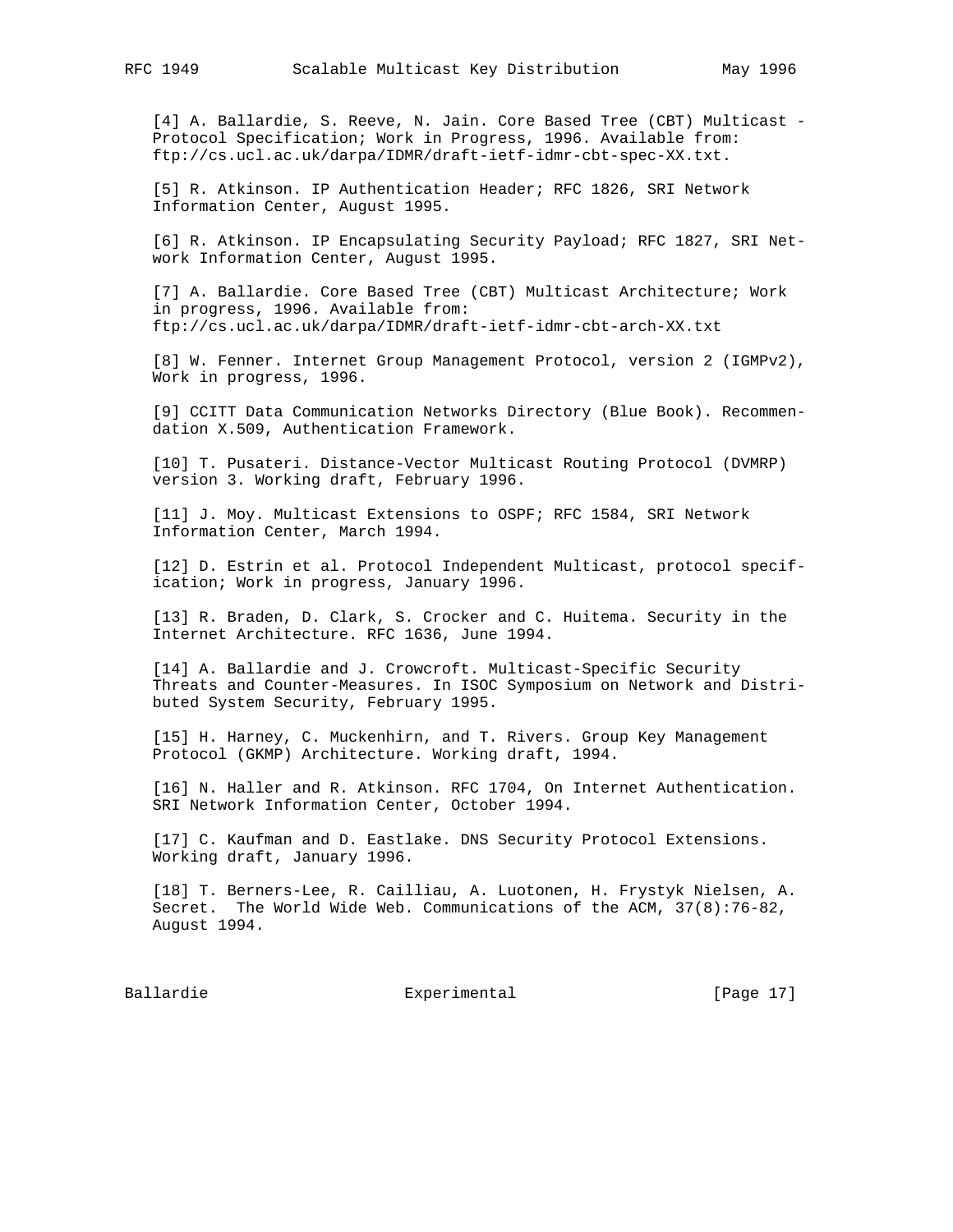[4] A. Ballardie, S. Reeve, N. Jain. Core Based Tree (CBT) Multicast - Protocol Specification; Work in Progress, 1996. Available from: ftp://cs.ucl.ac.uk/darpa/IDMR/draft-ietf-idmr-cbt-spec-XX.txt.

[5] R. Atkinson. IP Authentication Header; RFC 1826, SRI Network Information Center, August 1995.

[6] R. Atkinson. IP Encapsulating Security Payload; RFC 1827, SRI Network Information Center, August 1995.

[7] A. Ballardie. Core Based Tree (CBT) Multicast Architecture; Work in progress, 1996. Available from: ftp://cs.ucl.ac.uk/darpa/IDMR/draft-ietf-idmr-cbt-arch-XX.txt

[8] W. Fenner. Internet Group Management Protocol, version 2 (IGMPv2), Work in progress, 1996.

[9] CCITT Data Communication Networks Directory (Blue Book). Recommendation X.509, Authentication Framework.

[10] T. Pusateri. Distance-Vector Multicast Routing Protocol (DVMRP) version 3. Working draft, February 1996.

[11] J. Moy. Multicast Extensions to OSPF; RFC 1584, SRI Network Information Center, March 1994.

[12] D. Estrin et al. Protocol Independent Multicast, protocol specification; Work in progress, January 1996.

[13] R. Braden, D. Clark, S. Crocker and C. Huitema. Security in the Internet Architecture. RFC 1636, June 1994.

[14] A. Ballardie and J. Crowcroft. Multicast-Specific Security Threats and Counter-Measures. In ISOC Symposium on Network and Distributed System Security, February 1995.

[15] H. Harney, C. Muckenhirn, and T. Rivers. Group Key Management Protocol (GKMP) Architecture. Working draft, 1994.

[16] N. Haller and R. Atkinson. RFC 1704, On Internet Authentication. SRI Network Information Center, October 1994.

[17] C. Kaufman and D. Eastlake. DNS Security Protocol Extensions. Working draft, January 1996.

[18] T. Berners-Lee, R. Cailliau, A. Luotonen, H. Frystyk Nielsen, A. Secret. The World Wide Web. Communications of the ACM, 37(8):76-82, August 1994.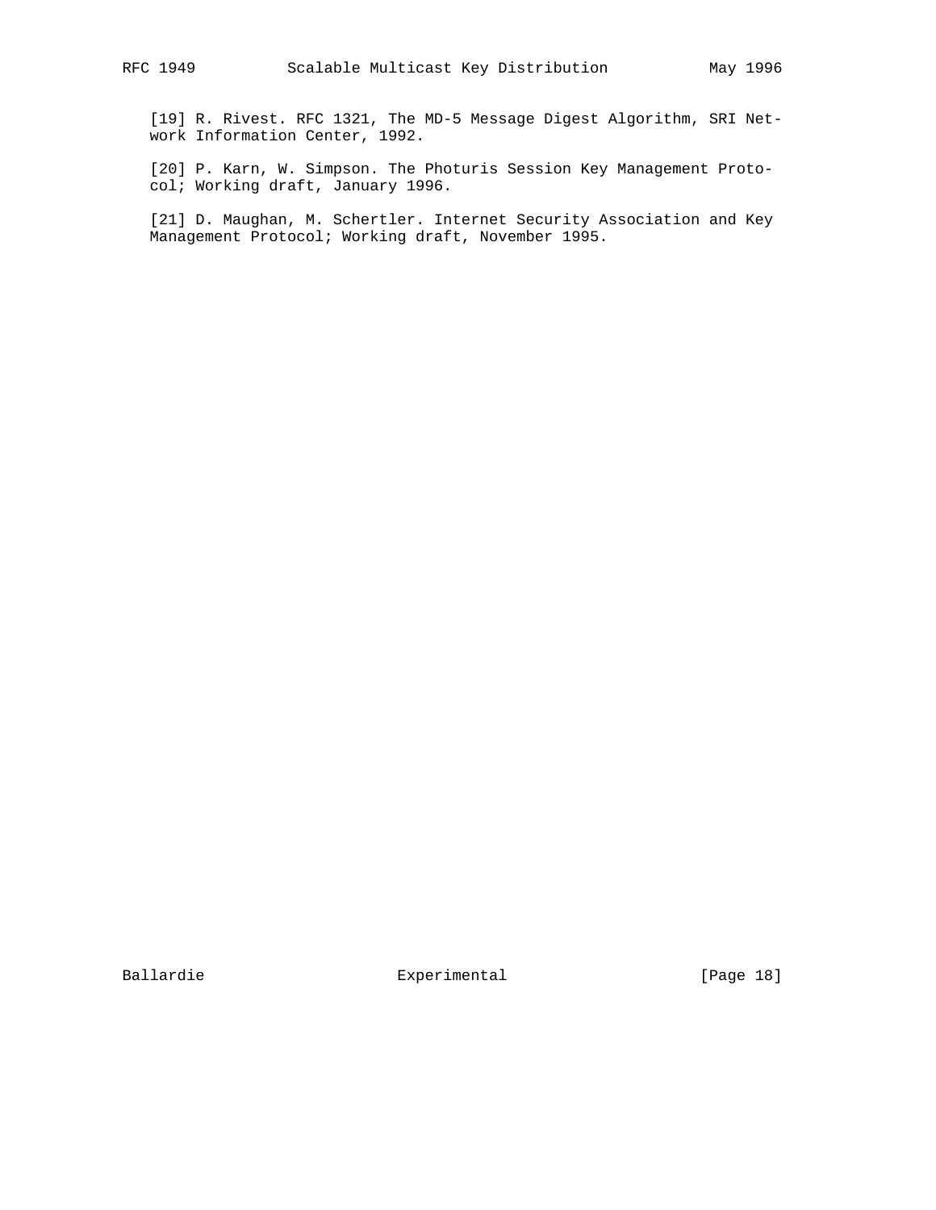[19] R. Rivest. RFC 1321, The MD-5 Message Digest Algorithm, SRI Network Information Center, 1992.

[20] P. Karn, W. Simpson. The Photuris Session Key Management Protocol; Working draft, January 1996.

[21] D. Maughan, M. Schertler. Internet Security Association and Key Management Protocol; Working draft, November 1995.